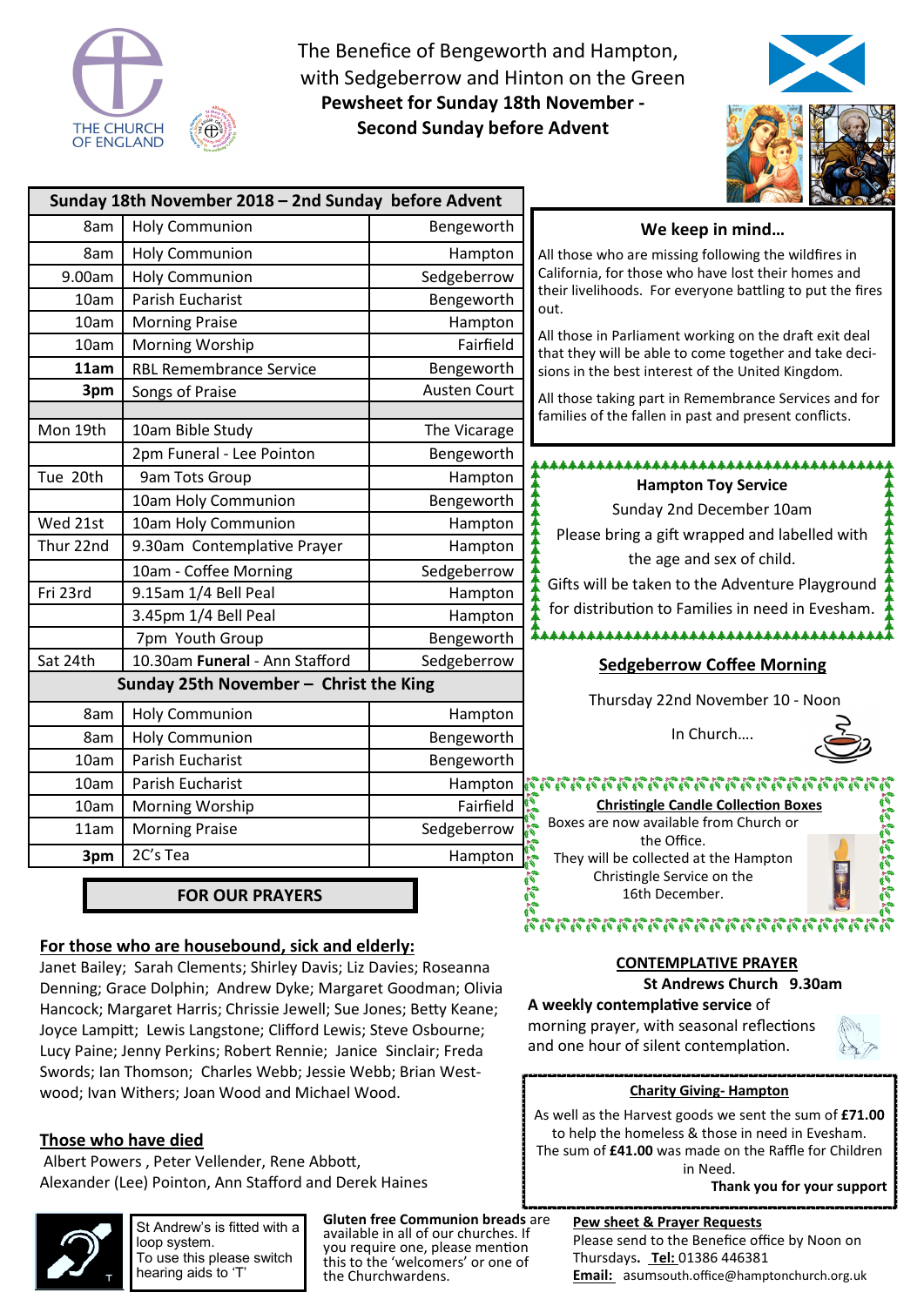# The Benefice of Bengeworth and Hampton, with Sedgeberrow and Hinton on the Green

**Pewsheet for Sunday 18th November - Second Sunday before Advent**

| Sunday 18th November 2018 – 2nd Sunday before Advent | | |
|---|---|---|
| 8am | Holy Communion | Bengeworth |
| 8am | Holy Communion | Hampton |
| 9.00am | Holy Communion | Sedgeberrow |
| 10am | Parish Eucharist | Bengeworth |
| 10am | Morning Praise | Hampton |
| 10am | Morning Worship | Fairfield |
| **11am** | RBL Remembrance Service | Bengeworth |
| **3pm** | Songs of Praise | Austen Court |
| | | |
| Mon 19th | 10am Bible Study | The Vicarage |
| | 2pm Funeral - Lee Pointon | Bengeworth |
| Tue 20th | 9am Tots Group | Hampton |
| | 10am Holy Communion | Bengeworth |
| Wed 21st | 10am Holy Communion | Hampton |
| Thur 22nd | 9.30am Contemplative Prayer | Hampton |
| | 10am - Coffee Morning | Sedgeberrow |
| Fri 23rd | 9.15am 1/4 Bell Peal | Hampton |
| | 3.45pm 1/4 Bell Peal | Hampton |
| | 7pm Youth Group | Bengeworth |
| Sat 24th | 10.30am **Funeral** - Ann Stafford | Sedgeberrow |
| **Sunday 25th November – Christ the King** | | |
| 8am | Holy Communion | Hampton |
| 8am | Holy Communion | Bengeworth |
| 10am | Parish Eucharist | Bengeworth |
| 10am | Parish Eucharist | Hampton |
| 10am | Morning Worship | Fairfield |
| 11am | Morning Praise | Sedgeberrow |
| **3pm** | 2C's Tea | Hampton |

## We keep in mind…

All those who are missing following the wildfires in California, for those who have lost their homes and their livelihoods. For everyone battling to put the fires out.

All those in Parliament working on the draft exit deal that they will be able to come together and take decisions in the best interest of the United Kingdom.

All those taking part in Remembrance Services and for families of the fallen in past and present conflicts.

**Hampton Toy Service**

Sunday 2nd December 10am

Please bring a gift wrapped and labelled with the age and sex of child.

Gifts will be taken to the Adventure Playground for distribution to Families in need in Evesham.

## Sedgeberrow Coffee Morning

Thursday 22nd November 10 - Noon

In Church….

**Christingle Candle Collection Boxes**

Boxes are now available from Church or the Office.

They will be collected at the Hampton Christingle Service on the 16th December.

## FOR OUR PRAYERS

### For those who are housebound, sick and elderly:

Janet Bailey; Sarah Clements; Shirley Davis; Liz Davies; Roseanna Denning; Grace Dolphin; Andrew Dyke; Margaret Goodman; Olivia Hancock; Margaret Harris; Chrissie Jewell; Sue Jones; Betty Keane; Joyce Lampitt; Lewis Langstone; Clifford Lewis; Steve Osbourne; Lucy Paine; Jenny Perkins; Robert Rennie; Janice Sinclair; Freda Swords; Ian Thomson; Charles Webb; Jessie Webb; Brian Westwood; Ivan Withers; Joan Wood and Michael Wood.

### Those who have died

Albert Powers , Peter Vellender, Rene Abbott, Alexander (Lee) Pointon, Ann Stafford and Derek Haines

## CONTEMPLATIVE PRAYER

**St Andrews Church 9.30am**

**A weekly contemplative service** of morning prayer, with seasonal reflections and one hour of silent contemplation.

**Charity Giving- Hampton**

As well as the Harvest goods we sent the sum of **£71.00** to help the homeless & those in need in Evesham. The sum of **£41.00** was made on the Raffle for Children in Need.

**Thank you for your support**

St Andrew's is fitted with a loop system. To use this please switch hearing aids to 'T'

**Gluten free Communion breads** are available in all of our churches. If you require one, please mention this to the 'welcomers' or one of the Churchwardens.

**Pew sheet & Prayer Requests**

Please send to the Benefice office by Noon on Thursdays. **Tel:** 01386 446381

**Email:** asumsouth.office@hamptonchurch.org.uk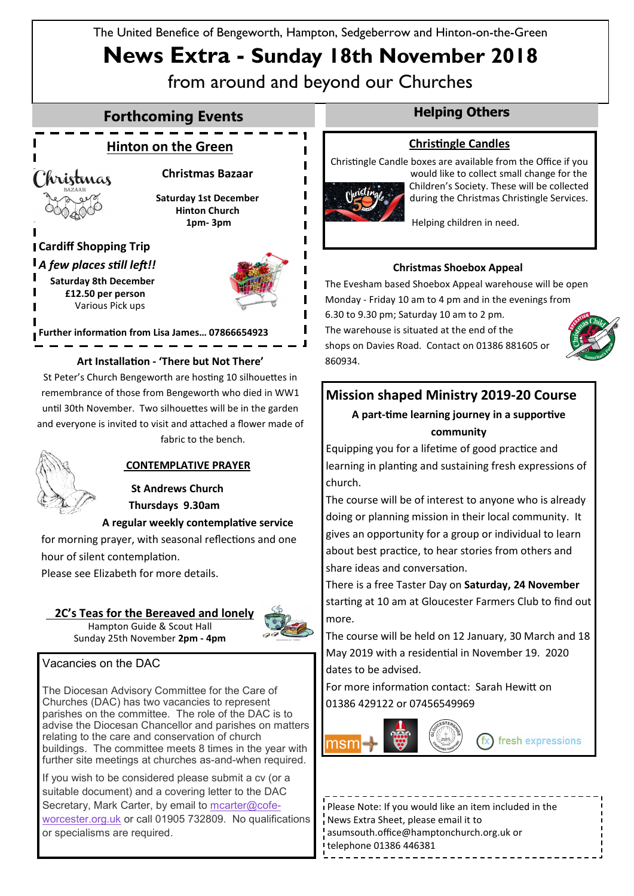The United Benefice of Bengeworth, Hampton, Sedgeberrow and Hinton-on-the-Green

# News Extra - Sunday 18th November 2018

from around and beyond our Churches

## Forthcoming Events

### Hinton on the Green

**Christmas Bazaar**

**Saturday 1st December**
**Hinton Church**
**1pm- 3pm**

**Cardiff Shopping Trip**

***A few places still left!!***

**Saturday 8th December**
**£12.50 per person**
Various Pick ups

**Further information from Lisa James… 07866654923**

**Art Installation - 'There but Not There'**

St Peter's Church Bengeworth are hosting 10 silhouettes in remembrance of those from Bengeworth who died in WW1 until 30th November. Two silhouettes will be in the garden and everyone is invited to visit and attached a flower made of fabric to the bench.

**CONTEMPLATIVE PRAYER**

**St Andrews Church**
**Thursdays 9.30am**

**A regular weekly contemplative service** for morning prayer, with seasonal reflections and one hour of silent contemplation.
Please see Elizabeth for more details.

**2C's Teas for the Bereaved and lonely**

Hampton Guide & Scout Hall
Sunday 25th November **2pm - 4pm**

### Vacancies on the DAC

The Diocesan Advisory Committee for the Care of Churches (DAC) has two vacancies to represent parishes on the committee. The role of the DAC is to advise the Diocesan Chancellor and parishes on matters relating to the care and conservation of church buildings. The committee meets 8 times in the year with further site meetings at churches as-and-when required.

If you wish to be considered please submit a cv (or a suitable document) and a covering letter to the DAC Secretary, Mark Carter, by email to mcarter@cofe-worcester.org.uk or call 01905 732809. No qualifications or specialisms are required.

## Helping Others

### Christingle Candles

Christingle Candle boxes are available from the Office if you would like to collect small change for the Children's Society. These will be collected during the Christmas Christingle Services.

Helping children in need.

**Christmas Shoebox Appeal**

The Evesham based Shoebox Appeal warehouse will be open Monday - Friday 10 am to 4 pm and in the evenings from 6.30 to 9.30 pm; Saturday 10 am to 2 pm.
The warehouse is situated at the end of the shops on Davies Road. Contact on 01386 881605 or 860934.

## Mission shaped Ministry 2019-20 Course

**A part-time learning journey in a supportive community**

Equipping you for a lifetime of good practice and learning in planting and sustaining fresh expressions of church.

The course will be of interest to anyone who is already doing or planning mission in their local community. It gives an opportunity for a group or individual to learn about best practice, to hear stories from others and share ideas and conversation.

There is a free Taster Day on **Saturday, 24 November** starting at 10 am at Gloucester Farmers Club to find out more.

The course will be held on 12 January, 30 March and 18 May 2019 with a residential in November 19. 2020 dates to be advised.

For more information contact: Sarah Hewitt on 01386 429122 or 07456549969

Please Note: If you would like an item included in the News Extra Sheet, please email it to asumsouth.office@hamptonchurch.org.uk or telephone 01386 446381